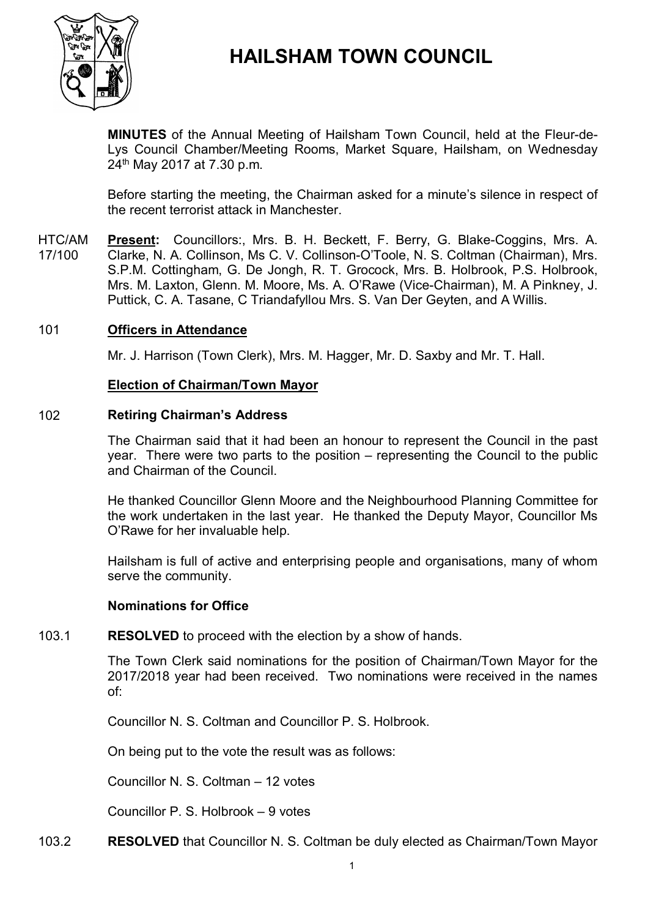# HAILSHAM TOWN COUNCIL

**MINUTES** of the Annual Meeting of Hailsham Town Council, held at the Fleur-de-Lys Council Chamber/Meeting Rooms, Market Square, Hailsham, on Wednesday 24th May 2017 at 7.30 p.m.

Before starting the meeting, the Chairman asked for a minute's silence in respect of the recent terrorist attack in Manchester.

HTC/AM 17/100 **Present:** Councillors:, Mrs. B. H. Beckett, F. Berry, G. Blake-Coggins, Mrs. A. Clarke, N. A. Collinson, Ms C. V. Collinson-O'Toole, N. S. Coltman (Chairman), Mrs. S.P.M. Cottingham, G. De Jongh, R. T. Grocock, Mrs. B. Holbrook, P.S. Holbrook, Mrs. M. Laxton, Glenn. M. Moore, Ms. A. O'Rawe (Vice-Chairman), M. A Pinkney, J. Puttick, C. A. Tasane, C Triandafyllou Mrs. S. Van Der Geyten, and A Willis.

101 **Officers in Attendance**

Mr. J. Harrison (Town Clerk), Mrs. M. Hagger, Mr. D. Saxby and Mr. T. Hall.

**Election of Chairman/Town Mayor**

102 **Retiring Chairman's Address**

The Chairman said that it had been an honour to represent the Council in the past year. There were two parts to the position – representing the Council to the public and Chairman of the Council.

He thanked Councillor Glenn Moore and the Neighbourhood Planning Committee for the work undertaken in the last year. He thanked the Deputy Mayor, Councillor Ms O'Rawe for her invaluable help.

Hailsham is full of active and enterprising people and organisations, many of whom serve the community.

**Nominations for Office**

103.1 **RESOLVED** to proceed with the election by a show of hands.

The Town Clerk said nominations for the position of Chairman/Town Mayor for the 2017/2018 year had been received. Two nominations were received in the names of:

Councillor N. S. Coltman and Councillor P. S. Holbrook.

On being put to the vote the result was as follows:

Councillor N. S. Coltman – 12 votes

Councillor P. S. Holbrook – 9 votes

103.2 **RESOLVED** that Councillor N. S. Coltman be duly elected as Chairman/Town Mayor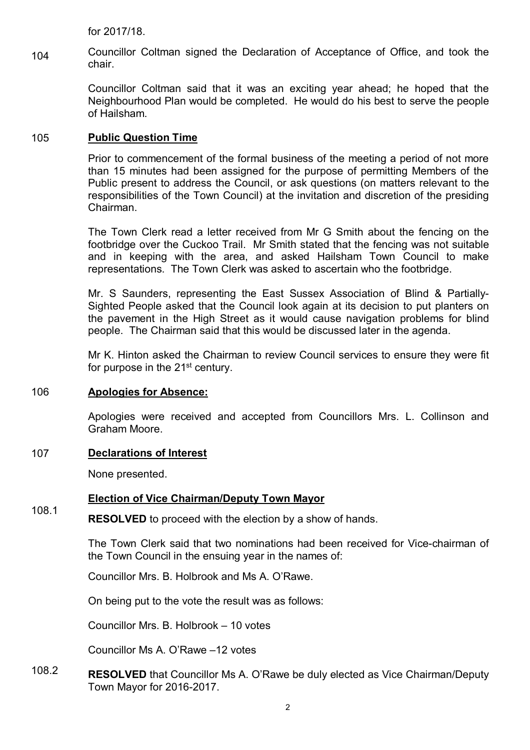for 2017/18.

104 Councillor Coltman signed the Declaration of Acceptance of Office, and took the chair.

Councillor Coltman said that it was an exciting year ahead; he hoped that the Neighbourhood Plan would be completed. He would do his best to serve the people of Hailsham.

## 105 **Public Question Time**

Prior to commencement of the formal business of the meeting a period of not more than 15 minutes had been assigned for the purpose of permitting Members of the Public present to address the Council, or ask questions (on matters relevant to the responsibilities of the Town Council) at the invitation and discretion of the presiding Chairman.

The Town Clerk read a letter received from Mr G Smith about the fencing on the footbridge over the Cuckoo Trail. Mr Smith stated that the fencing was not suitable and in keeping with the area, and asked Hailsham Town Council to make representations. The Town Clerk was asked to ascertain who the footbridge.

Mr. S Saunders, representing the East Sussex Association of Blind & Partially-Sighted People asked that the Council look again at its decision to put planters on the pavement in the High Street as it would cause navigation problems for blind people. The Chairman said that this would be discussed later in the agenda.

Mr K. Hinton asked the Chairman to review Council services to ensure they were fit for purpose in the 21st century.

## 106 **Apologies for Absence:**

Apologies were received and accepted from Councillors Mrs. L. Collinson and Graham Moore.

## 107 **Declarations of Interest**

None presented.

## **Election of Vice Chairman/Deputy Town Mayor**

108.1 **RESOLVED** to proceed with the election by a show of hands.

The Town Clerk said that two nominations had been received for Vice-chairman of the Town Council in the ensuing year in the names of:

Councillor Mrs. B. Holbrook and Ms A. O'Rawe.

On being put to the vote the result was as follows:

Councillor Mrs. B. Holbrook – 10 votes

Councillor Ms A. O'Rawe –12 votes

108.2 **RESOLVED** that Councillor Ms A. O'Rawe be duly elected as Vice Chairman/Deputy Town Mayor for 2016-2017.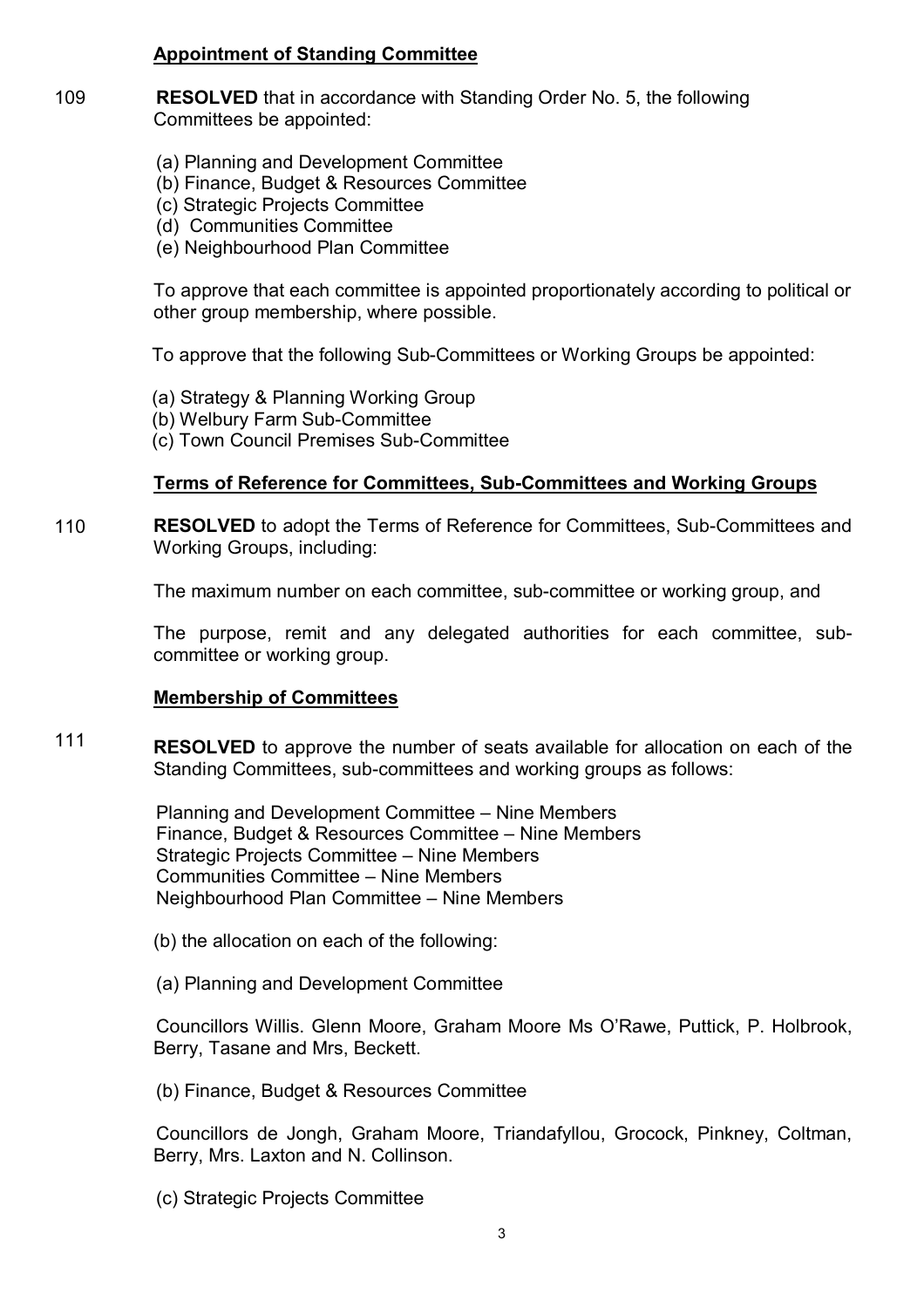**Appointment of Standing Committee**

109 **RESOLVED** that in accordance with Standing Order No. 5, the following Committees be appointed:

(a) Planning and Development Committee
(b) Finance, Budget & Resources Committee
(c) Strategic Projects Committee
(d) Communities Committee
(e) Neighbourhood Plan Committee

To approve that each committee is appointed proportionately according to political or other group membership, where possible.

To approve that the following Sub-Committees or Working Groups be appointed:

(a) Strategy & Planning Working Group
(b) Welbury Farm Sub-Committee
(c) Town Council Premises Sub-Committee

**Terms of Reference for Committees, Sub-Committees and Working Groups**

110 **RESOLVED** to adopt the Terms of Reference for Committees, Sub-Committees and Working Groups, including:

The maximum number on each committee, sub-committee or working group, and

The purpose, remit and any delegated authorities for each committee, sub-committee or working group.

**Membership of Committees**

111 **RESOLVED** to approve the number of seats available for allocation on each of the Standing Committees, sub-committees and working groups as follows:

Planning and Development Committee – Nine Members
Finance, Budget & Resources Committee – Nine Members
Strategic Projects Committee – Nine Members
Communities Committee – Nine Members
Neighbourhood Plan Committee – Nine Members

(b) the allocation on each of the following:

(a) Planning and Development Committee

Councillors Willis. Glenn Moore, Graham Moore Ms O'Rawe, Puttick, P. Holbrook, Berry, Tasane and Mrs, Beckett.

(b) Finance, Budget & Resources Committee

Councillors de Jongh, Graham Moore, Triandafyllou, Grocock, Pinkney, Coltman, Berry, Mrs. Laxton and N. Collinson.

(c) Strategic Projects Committee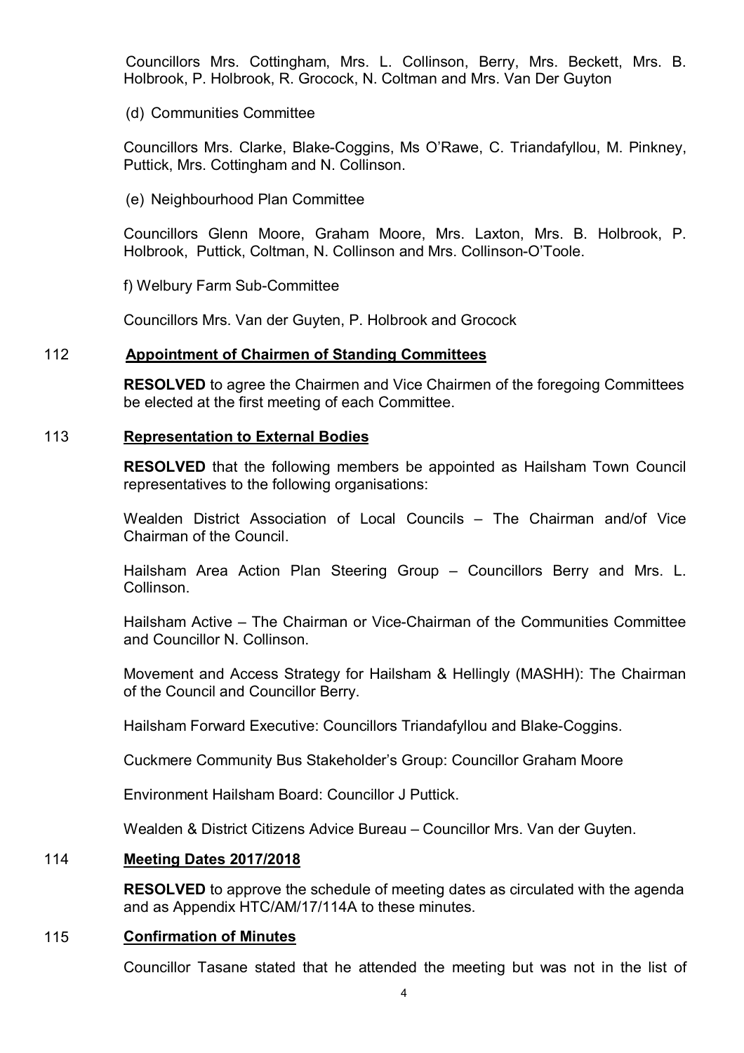Councillors Mrs. Cottingham, Mrs. L. Collinson, Berry, Mrs. Beckett, Mrs. B. Holbrook, P. Holbrook, R. Grocock, N. Coltman and Mrs. Van Der Guyton

(d) Communities Committee

Councillors Mrs. Clarke, Blake-Coggins, Ms O'Rawe, C. Triandafyllou, M. Pinkney, Puttick, Mrs. Cottingham and N. Collinson.

(e) Neighbourhood Plan Committee

Councillors Glenn Moore, Graham Moore, Mrs. Laxton, Mrs. B. Holbrook, P. Holbrook, Puttick, Coltman, N. Collinson and Mrs. Collinson-O'Toole.

f) Welbury Farm Sub-Committee

Councillors Mrs. Van der Guyten, P. Holbrook and Grocock

## 112 **Appointment of Chairmen of Standing Committees**

**RESOLVED** to agree the Chairmen and Vice Chairmen of the foregoing Committees be elected at the first meeting of each Committee.

## 113 **Representation to External Bodies**

**RESOLVED** that the following members be appointed as Hailsham Town Council representatives to the following organisations:

Wealden District Association of Local Councils – The Chairman and/of Vice Chairman of the Council.

Hailsham Area Action Plan Steering Group – Councillors Berry and Mrs. L. Collinson.

Hailsham Active – The Chairman or Vice-Chairman of the Communities Committee and Councillor N. Collinson.

Movement and Access Strategy for Hailsham & Hellingly (MASHH): The Chairman of the Council and Councillor Berry.

Hailsham Forward Executive: Councillors Triandafyllou and Blake-Coggins.

Cuckmere Community Bus Stakeholder's Group: Councillor Graham Moore

Environment Hailsham Board: Councillor J Puttick.

Wealden & District Citizens Advice Bureau – Councillor Mrs. Van der Guyten.

## 114 **Meeting Dates 2017/2018**

**RESOLVED** to approve the schedule of meeting dates as circulated with the agenda and as Appendix HTC/AM/17/114A to these minutes.

## 115 **Confirmation of Minutes**

Councillor Tasane stated that he attended the meeting but was not in the list of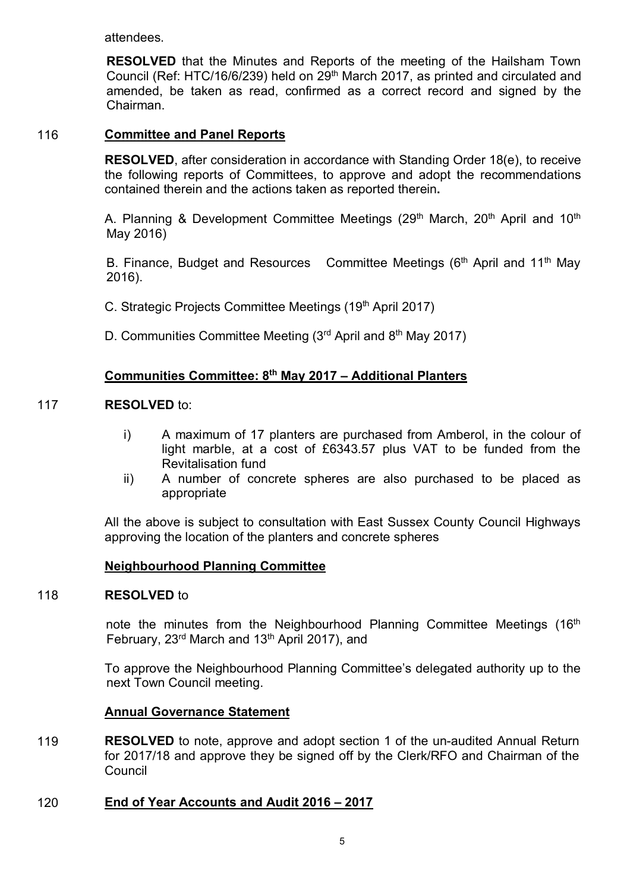attendees.

**RESOLVED** that the Minutes and Reports of the meeting of the Hailsham Town Council (Ref: HTC/16/6/239) held on 29th March 2017, as printed and circulated and amended, be taken as read, confirmed as a correct record and signed by the Chairman.

116 **Committee and Panel Reports**

**RESOLVED**, after consideration in accordance with Standing Order 18(e), to receive the following reports of Committees, to approve and adopt the recommendations contained therein and the actions taken as reported therein**.**

A. Planning & Development Committee Meetings (29th March, 20th April and 10th May 2016)

B. Finance, Budget and Resources Committee Meetings (6th April and 11th May 2016).

C. Strategic Projects Committee Meetings (19th April 2017)

D. Communities Committee Meeting (3rd April and 8th May 2017)

**Communities Committee: 8th May 2017 – Additional Planters**

117 **RESOLVED** to:

i) A maximum of 17 planters are purchased from Amberol, in the colour of light marble, at a cost of £6343.57 plus VAT to be funded from the Revitalisation fund
ii) A number of concrete spheres are also purchased to be placed as appropriate

All the above is subject to consultation with East Sussex County Council Highways approving the location of the planters and concrete spheres

**Neighbourhood Planning Committee**

118 **RESOLVED** to

note the minutes from the Neighbourhood Planning Committee Meetings (16th February, 23rd March and 13th April 2017), and

To approve the Neighbourhood Planning Committee's delegated authority up to the next Town Council meeting.

**Annual Governance Statement**

119 **RESOLVED** to note, approve and adopt section 1 of the un-audited Annual Return for 2017/18 and approve they be signed off by the Clerk/RFO and Chairman of the Council

120 **End of Year Accounts and Audit 2016 – 2017**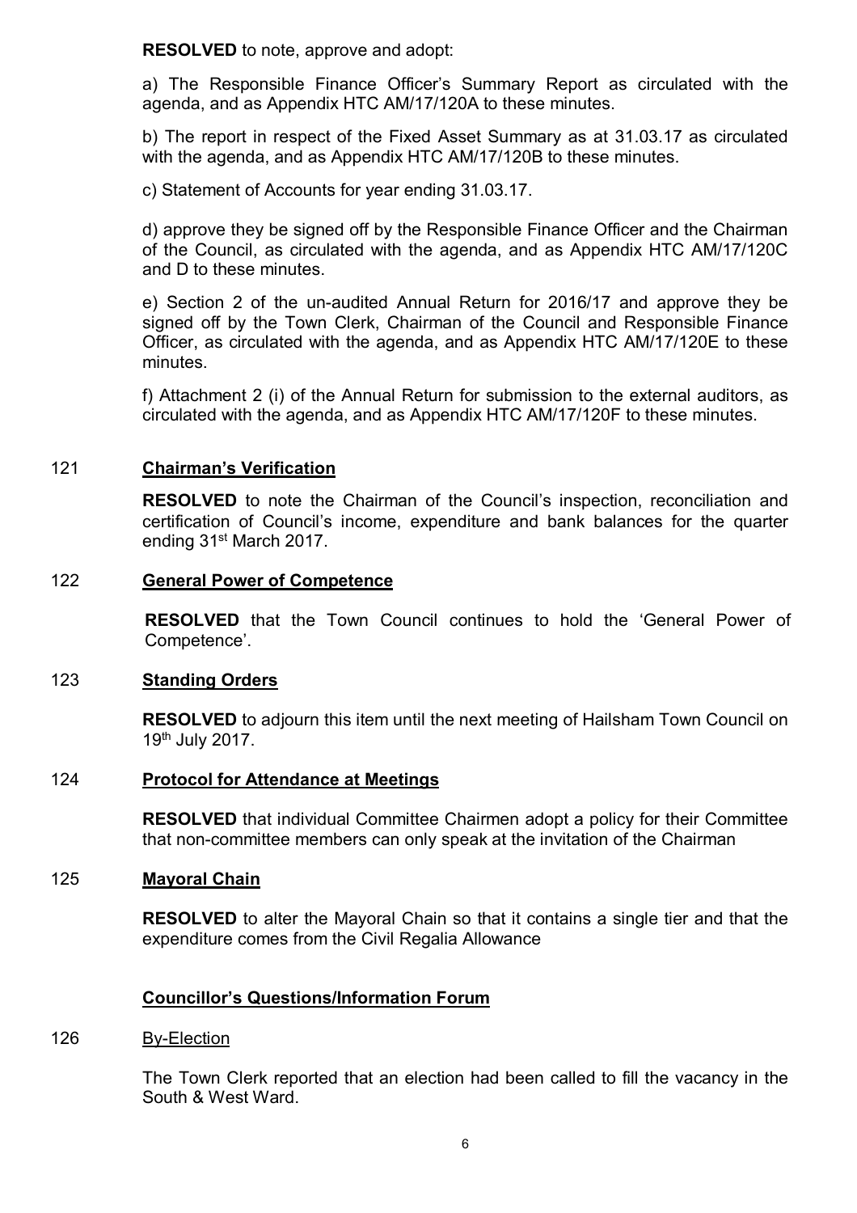**RESOLVED** to note, approve and adopt:

a) The Responsible Finance Officer's Summary Report as circulated with the agenda, and as Appendix HTC AM/17/120A to these minutes.

b) The report in respect of the Fixed Asset Summary as at 31.03.17 as circulated with the agenda, and as Appendix HTC AM/17/120B to these minutes.

c) Statement of Accounts for year ending 31.03.17.

d) approve they be signed off by the Responsible Finance Officer and the Chairman of the Council, as circulated with the agenda, and as Appendix HTC AM/17/120C and D to these minutes.

e) Section 2 of the un-audited Annual Return for 2016/17 and approve they be signed off by the Town Clerk, Chairman of the Council and Responsible Finance Officer, as circulated with the agenda, and as Appendix HTC AM/17/120E to these minutes.

f) Attachment 2 (i) of the Annual Return for submission to the external auditors, as circulated with the agenda, and as Appendix HTC AM/17/120F to these minutes.

121 **Chairman's Verification**

**RESOLVED** to note the Chairman of the Council's inspection, reconciliation and certification of Council's income, expenditure and bank balances for the quarter ending 31st March 2017.

122 **General Power of Competence**

**RESOLVED** that the Town Council continues to hold the 'General Power of Competence'.

123 **Standing Orders**

**RESOLVED** to adjourn this item until the next meeting of Hailsham Town Council on 19th July 2017.

124 **Protocol for Attendance at Meetings**

**RESOLVED** that individual Committee Chairmen adopt a policy for their Committee that non-committee members can only speak at the invitation of the Chairman

125 **Mayoral Chain**

**RESOLVED** to alter the Mayoral Chain so that it contains a single tier and that the expenditure comes from the Civil Regalia Allowance

**Councillor's Questions/Information Forum**

126 By-Election

The Town Clerk reported that an election had been called to fill the vacancy in the South & West Ward.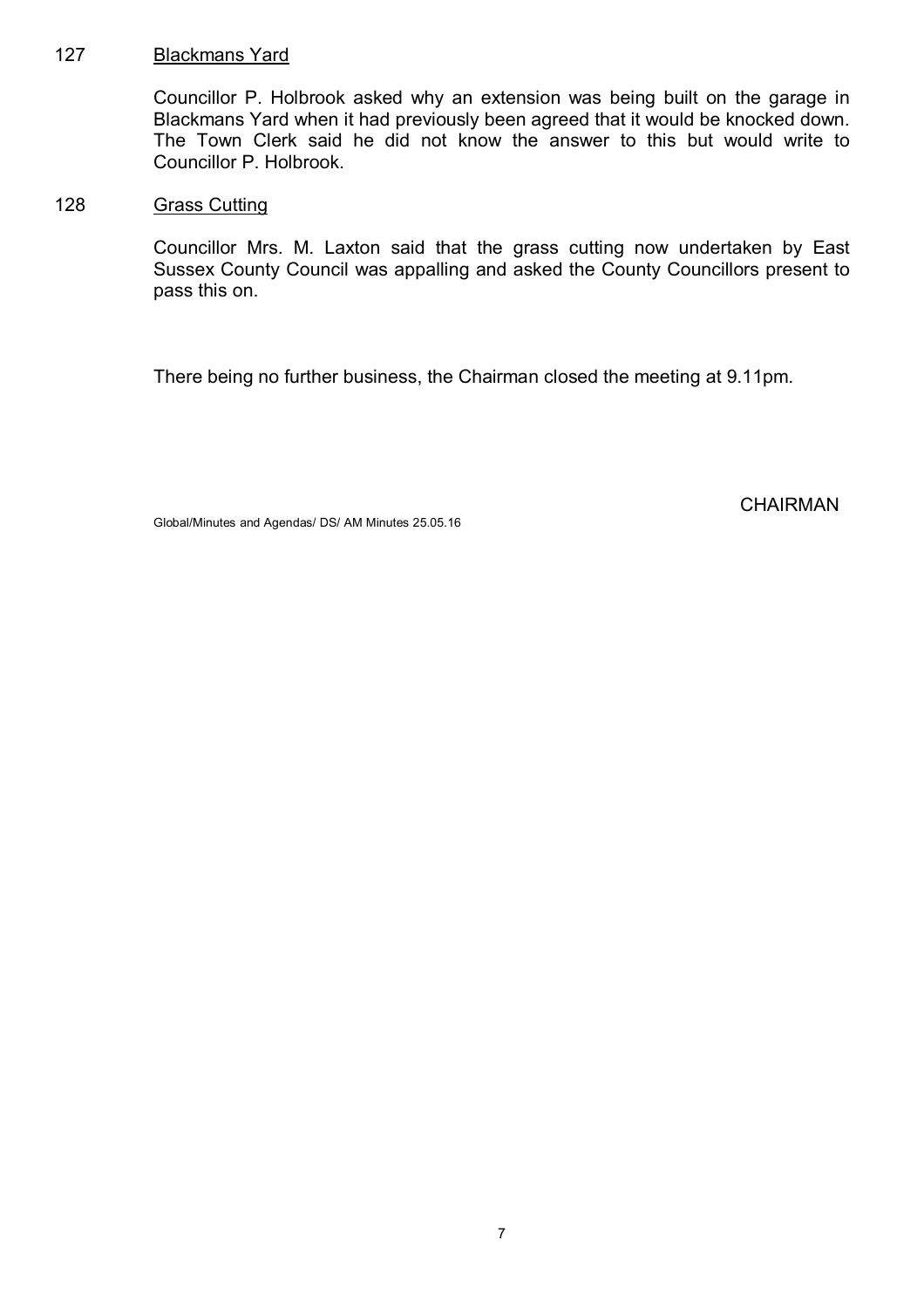127 Blackmans Yard

Councillor P. Holbrook asked why an extension was being built on the garage in Blackmans Yard when it had previously been agreed that it would be knocked down. The Town Clerk said he did not know the answer to this but would write to Councillor P. Holbrook.

128 Grass Cutting

Councillor Mrs. M. Laxton said that the grass cutting now undertaken by East Sussex County Council was appalling and asked the County Councillors present to pass this on.

There being no further business, the Chairman closed the meeting at 9.11pm.

CHAIRMAN

Global/Minutes and Agendas/ DS/ AM Minutes 25.05.16